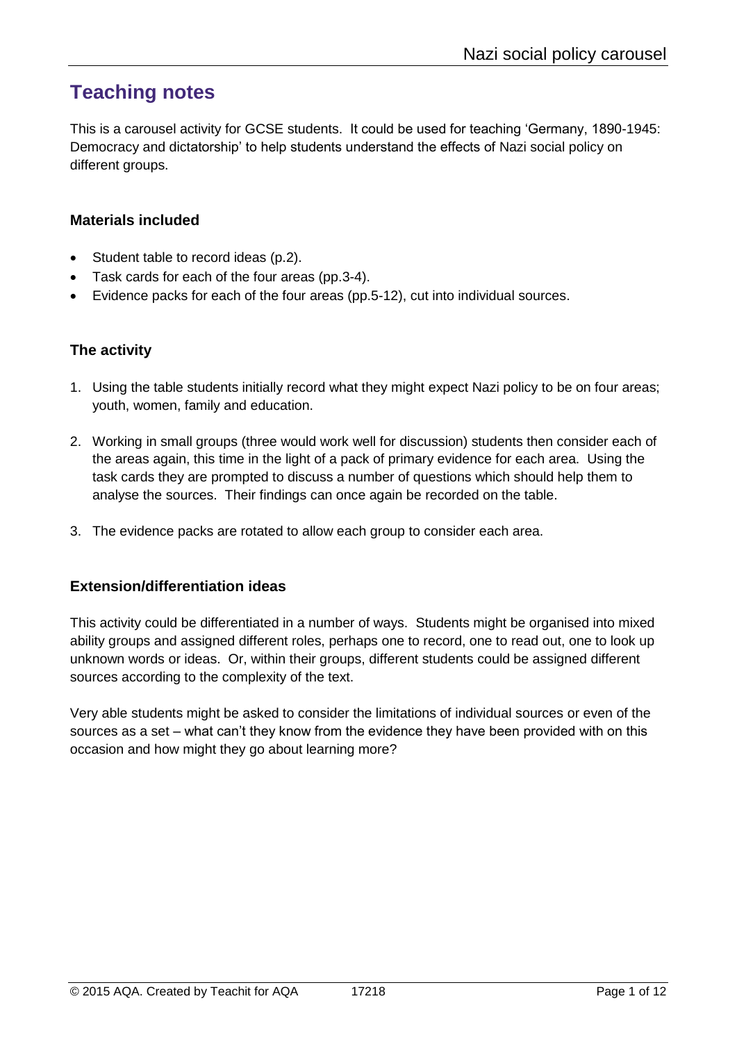# Teaching notes

This is a carousel activity for GCSE students. It could be used for teaching 'Germany, 1890-1945: Democracy and dictatorship' to help students understand the effects of Nazi social policy on different groups.

## Materials included

- Student table to record ideas (p.2).
- Task cards for each of the four areas (pp.3-4).
- Evidence packs for each of the four areas (pp.5-12), cut into individual sources.

## The activity

1. Using the table students initially record what they might expect Nazi policy to be on four areas; youth, women, family and education.
2. Working in small groups (three would work well for discussion) students then consider each of the areas again, this time in the light of a pack of primary evidence for each area. Using the task cards they are prompted to discuss a number of questions which should help them to analyse the sources. Their findings can once again be recorded on the table.
3. The evidence packs are rotated to allow each group to consider each area.

## Extension/differentiation ideas

This activity could be differentiated in a number of ways. Students might be organised into mixed ability groups and assigned different roles, perhaps one to record, one to read out, one to look up unknown words or ideas. Or, within their groups, different students could be assigned different sources according to the complexity of the text.

Very able students might be asked to consider the limitations of individual sources or even of the sources as a set – what can't they know from the evidence they have been provided with on this occasion and how might they go about learning more?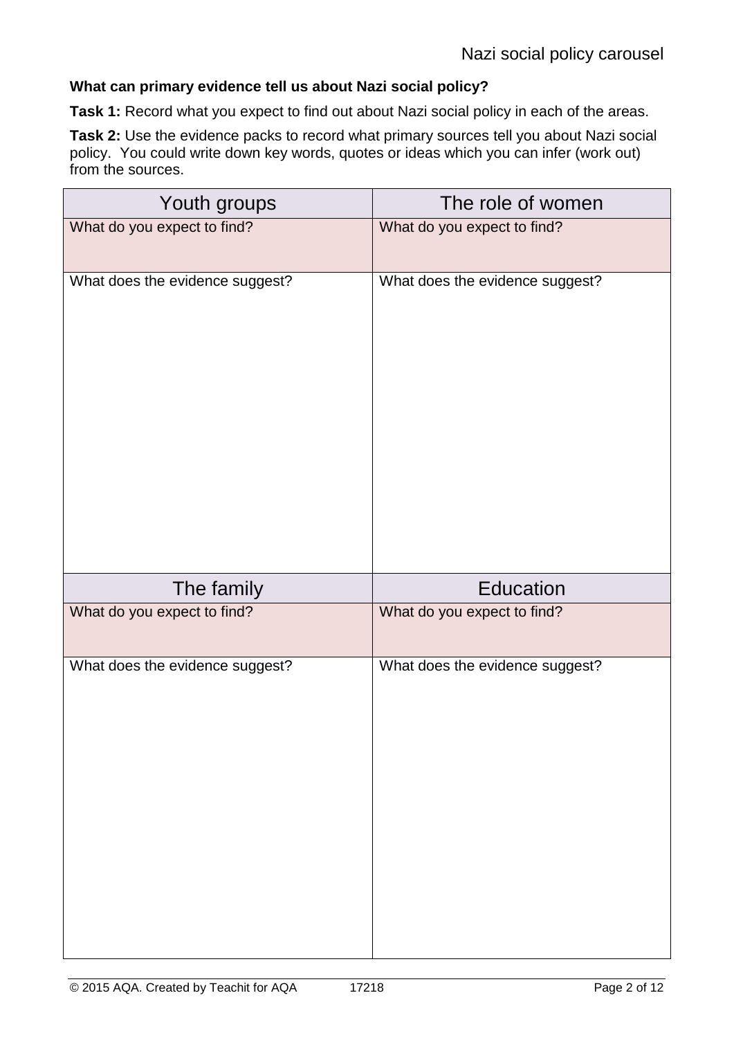**What can primary evidence tell us about Nazi social policy?**

**Task 1:** Record what you expect to find out about Nazi social policy in each of the areas.

**Task 2:** Use the evidence packs to record what primary sources tell you about Nazi social policy. You could write down key words, quotes or ideas which you can infer (work out) from the sources.

| Youth groups | The role of women |
| --- | --- |
| What do you expect to find? | What do you expect to find? |
| What does the evidence suggest? | What does the evidence suggest? |

| The family | Education |
| --- | --- |
| What do you expect to find? | What do you expect to find? |
| What does the evidence suggest? | What does the evidence suggest? |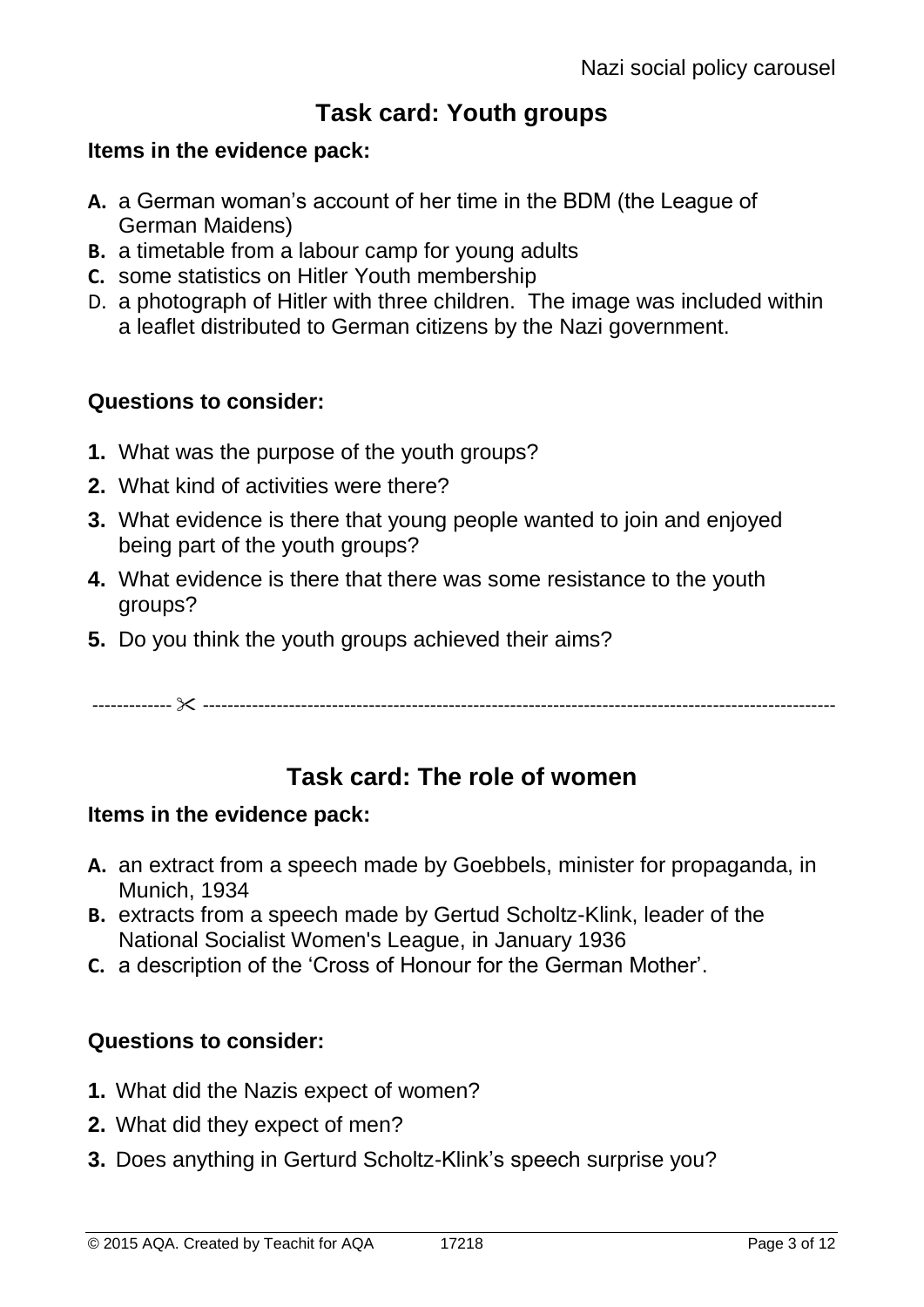## Task card: Youth groups

**Items in the evidence pack:**

- **A.** a German woman's account of her time in the BDM (the League of German Maidens)
- **B.** a timetable from a labour camp for young adults
- **C.** some statistics on Hitler Youth membership
- D. a photograph of Hitler with three children. The image was included within a leaflet distributed to German citizens by the Nazi government.

**Questions to consider:**

1. What was the purpose of the youth groups?
2. What kind of activities were there?
3. What evidence is there that young people wanted to join and enjoyed being part of the youth groups?
4. What evidence is there that there was some resistance to the youth groups?
5. Do you think the youth groups achieved their aims?

------------- ✂ -------------------------------------------------------------------------------------------------------

## Task card: The role of women

**Items in the evidence pack:**

- **A.** an extract from a speech made by Goebbels, minister for propaganda, in Munich, 1934
- **B.** extracts from a speech made by Gertud Scholtz-Klink, leader of the National Socialist Women's League, in January 1936
- **C.** a description of the 'Cross of Honour for the German Mother'.

**Questions to consider:**

1. What did the Nazis expect of women?
2. What did they expect of men?
3. Does anything in Gerturd Scholtz-Klink's speech surprise you?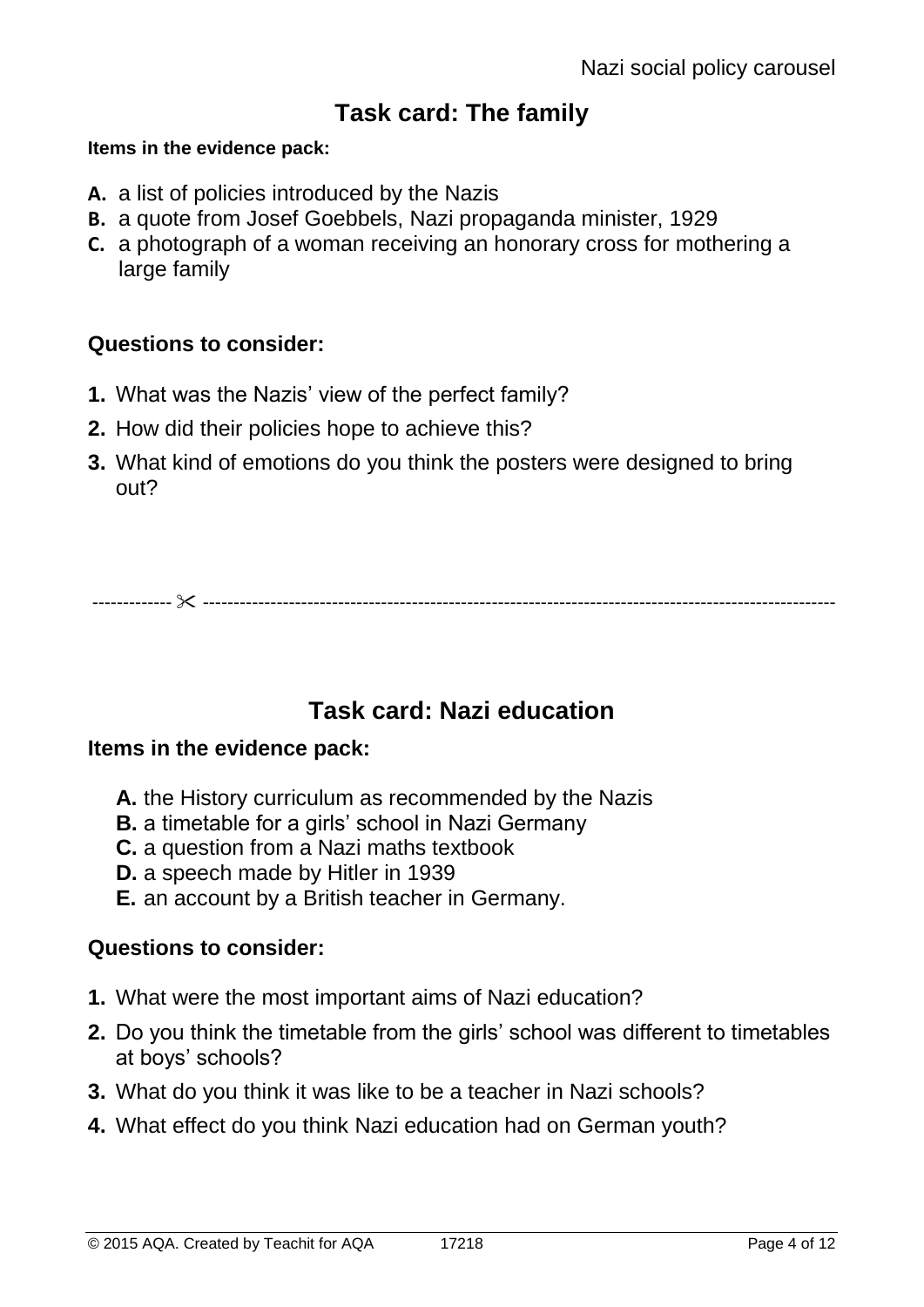## Task card: The family

**Items in the evidence pack:**

- **A.** a list of policies introduced by the Nazis
- **B.** a quote from Josef Goebbels, Nazi propaganda minister, 1929
- **C.** a photograph of a woman receiving an honorary cross for mothering a large family

**Questions to consider:**

1. What was the Nazis' view of the perfect family?
2. How did their policies hope to achieve this?
3. What kind of emotions do you think the posters were designed to bring out?

------------ ✂ ------------

## Task card: Nazi education

**Items in the evidence pack:**

- **A.** the History curriculum as recommended by the Nazis
- **B.** a timetable for a girls' school in Nazi Germany
- **C.** a question from a Nazi maths textbook
- **D.** a speech made by Hitler in 1939
- **E.** an account by a British teacher in Germany.

**Questions to consider:**

1. What were the most important aims of Nazi education?
2. Do you think the timetable from the girls' school was different to timetables at boys' schools?
3. What do you think it was like to be a teacher in Nazi schools?
4. What effect do you think Nazi education had on German youth?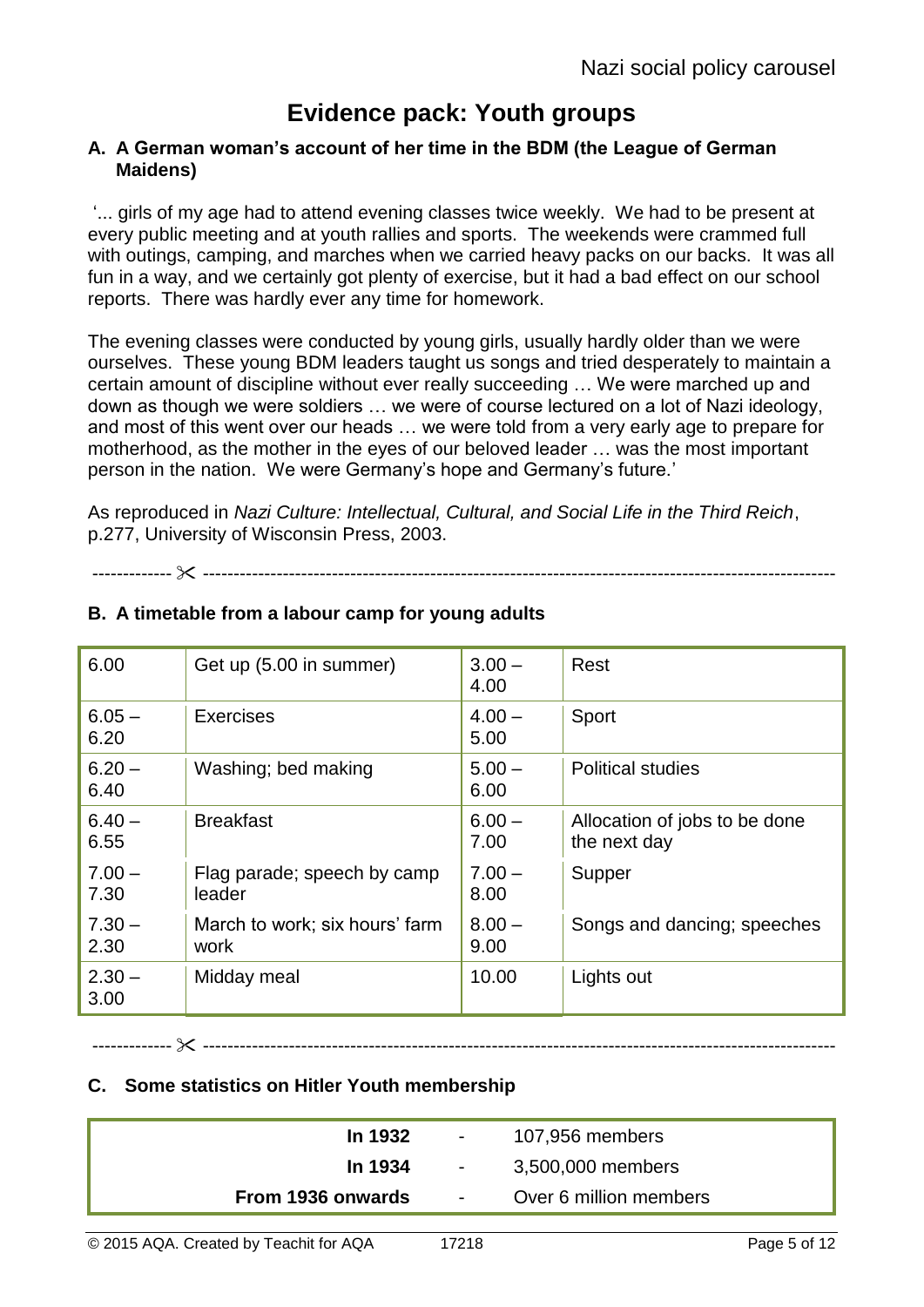# Evidence pack: Youth groups

### A. A German woman's account of her time in the BDM (the League of German Maidens)

'... girls of my age had to attend evening classes twice weekly. We had to be present at every public meeting and at youth rallies and sports. The weekends were crammed full with outings, camping, and marches when we carried heavy packs on our backs. It was all fun in a way, and we certainly got plenty of exercise, but it had a bad effect on our school reports. There was hardly ever any time for homework.

The evening classes were conducted by young girls, usually hardly older than we were ourselves. These young BDM leaders taught us songs and tried desperately to maintain a certain amount of discipline without ever really succeeding … We were marched up and down as though we were soldiers … we were of course lectured on a lot of Nazi ideology, and most of this went over our heads … we were told from a very early age to prepare for motherhood, as the mother in the eyes of our beloved leader … was the most important person in the nation. We were Germany's hope and Germany's future.'

As reproduced in *Nazi Culture: Intellectual, Cultural, and Social Life in the Third Reich*, p.277, University of Wisconsin Press, 2003.

------------ ✂ ------------

### B. A timetable from a labour camp for young adults

| | | | |
|---|---|---|---|
| 6.00 | Get up (5.00 in summer) | 3.00 – 4.00 | Rest |
| 6.05 – 6.20 | Exercises | 4.00 – 5.00 | Sport |
| 6.20 – 6.40 | Washing; bed making | 5.00 – 6.00 | Political studies |
| 6.40 – 6.55 | Breakfast | 6.00 – 7.00 | Allocation of jobs to be done the next day |
| 7.00 – 7.30 | Flag parade; speech by camp leader | 7.00 – 8.00 | Supper |
| 7.30 – 2.30 | March to work; six hours' farm work | 8.00 – 9.00 | Songs and dancing; speeches |
| 2.30 – 3.00 | Midday meal | 10.00 | Lights out |

------------ ✂ ------------

### C. Some statistics on Hitler Youth membership

| | | |
|---|---|---|
| **In 1932** | - | 107,956 members |
| **In 1934** | - | 3,500,000 members |
| **From 1936 onwards** | - | Over 6 million members |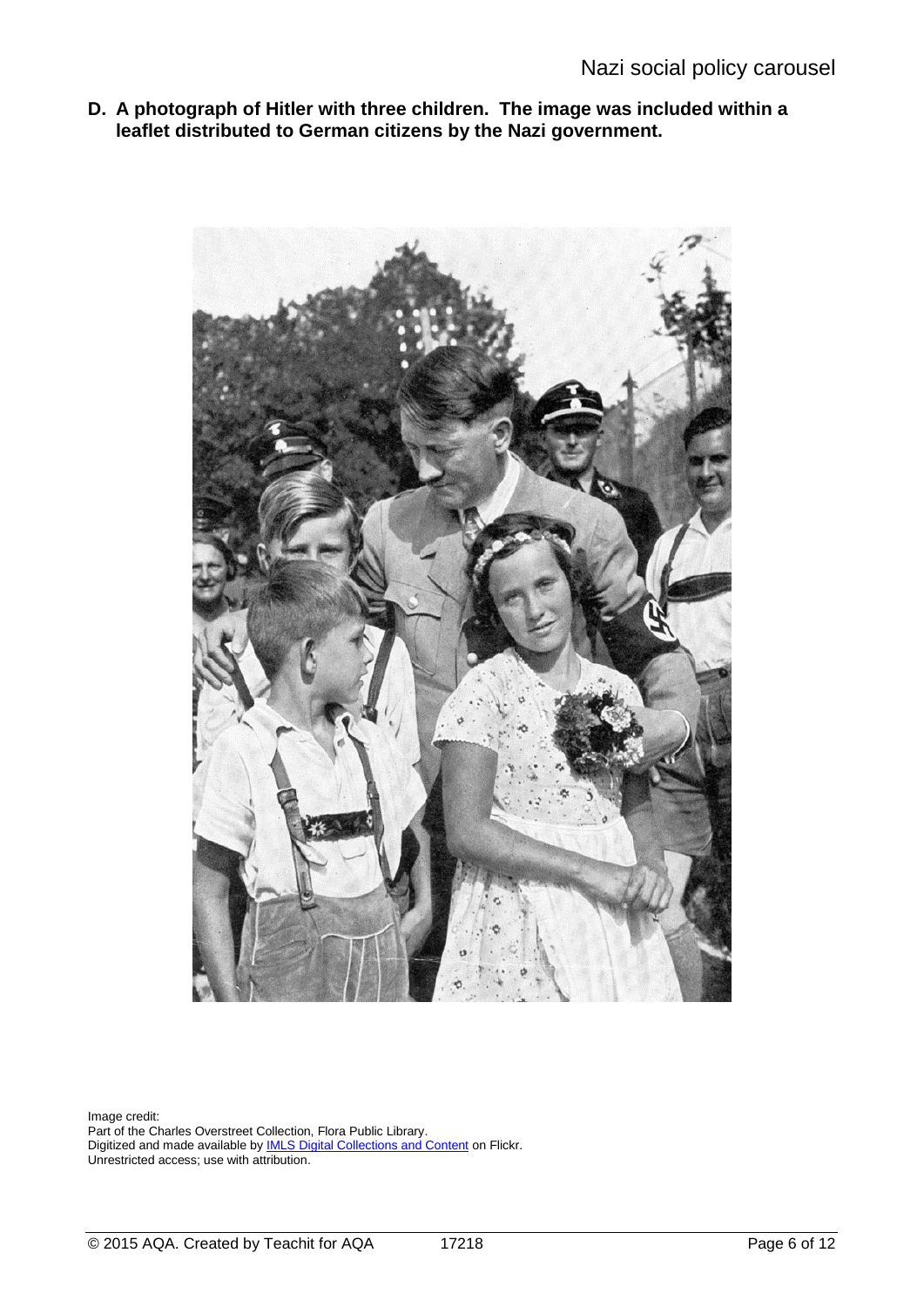**D. A photograph of Hitler with three children. The image was included within a leaflet distributed to German citizens by the Nazi government.**

Image credit:
Part of the Charles Overstreet Collection, Flora Public Library.
Digitized and made available by [IMLS Digital Collections and Content] on Flickr.
Unrestricted access; use with attribution.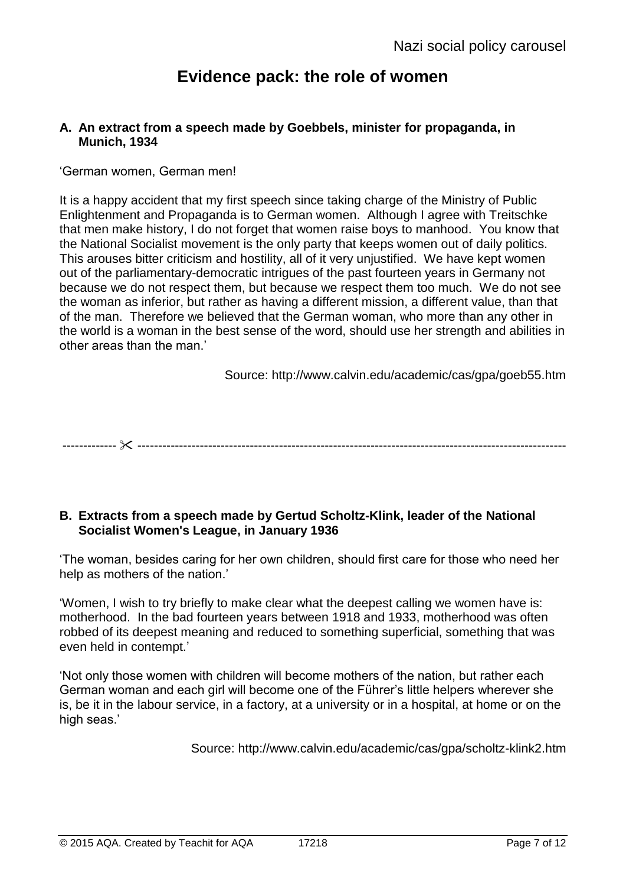# Evidence pack: the role of women

**A. An extract from a speech made by Goebbels, minister for propaganda, in Munich, 1934**

'German women, German men!

It is a happy accident that my first speech since taking charge of the Ministry of Public Enlightenment and Propaganda is to German women. Although I agree with Treitschke that men make history, I do not forget that women raise boys to manhood. You know that the National Socialist movement is the only party that keeps women out of daily politics. This arouses bitter criticism and hostility, all of it very unjustified. We have kept women out of the parliamentary-democratic intrigues of the past fourteen years in Germany not because we do not respect them, but because we respect them too much. We do not see the woman as inferior, but rather as having a different mission, a different value, than that of the man. Therefore we believed that the German woman, who more than any other in the world is a woman in the best sense of the word, should use her strength and abilities in other areas than the man.'

Source: http://www.calvin.edu/academic/cas/gpa/goeb55.htm

------------- ✂ -------------------------------------------------------------------------------------------------------

**B. Extracts from a speech made by Gertud Scholtz-Klink, leader of the National Socialist Women's League, in January 1936**

'The woman, besides caring for her own children, should first care for those who need her help as mothers of the nation.'

'Women, I wish to try briefly to make clear what the deepest calling we women have is: motherhood. In the bad fourteen years between 1918 and 1933, motherhood was often robbed of its deepest meaning and reduced to something superficial, something that was even held in contempt.'

'Not only those women with children will become mothers of the nation, but rather each German woman and each girl will become one of the Führer's little helpers wherever she is, be it in the labour service, in a factory, at a university or in a hospital, at home or on the high seas.'

Source: http://www.calvin.edu/academic/cas/gpa/scholtz-klink2.htm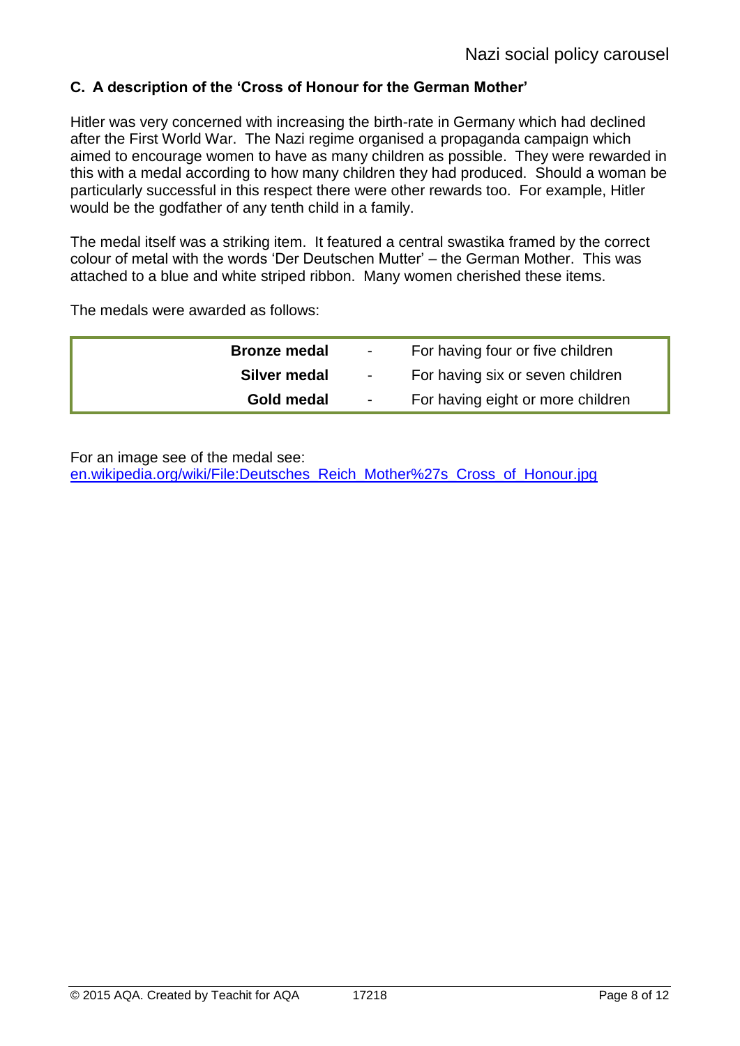### C. A description of the 'Cross of Honour for the German Mother'

Hitler was very concerned with increasing the birth-rate in Germany which had declined after the First World War. The Nazi regime organised a propaganda campaign which aimed to encourage women to have as many children as possible. They were rewarded in this with a medal according to how many children they had produced. Should a woman be particularly successful in this respect there were other rewards too. For example, Hitler would be the godfather of any tenth child in a family.

The medal itself was a striking item. It featured a central swastika framed by the correct colour of metal with the words 'Der Deutschen Mutter' – the German Mother. This was attached to a blue and white striped ribbon. Many women cherished these items.

The medals were awarded as follows:

| | | |
|---|---|---|
| **Bronze medal** | - | For having four or five children |
| **Silver medal** | - | For having six or seven children |
| **Gold medal** | - | For having eight or more children |

For an image see of the medal see:
[en.wikipedia.org/wiki/File:Deutsches_Reich_Mother%27s_Cross_of_Honour.jpg](en.wikipedia.org/wiki/File:Deutsches_Reich_Mother%27s_Cross_of_Honour.jpg)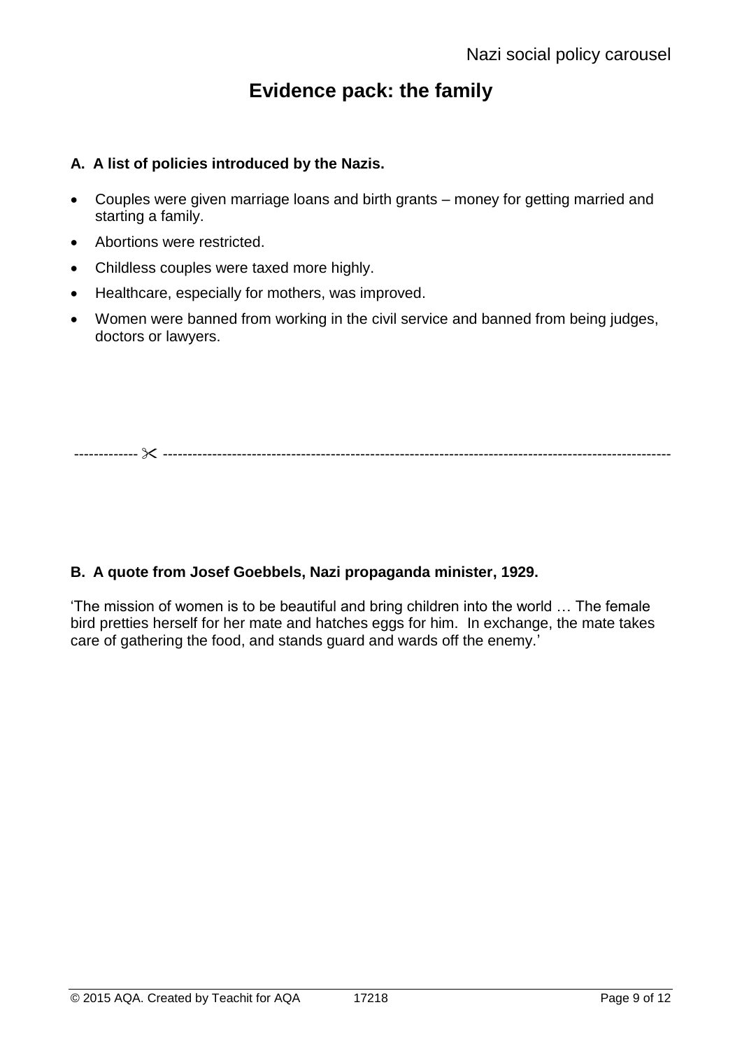# Evidence pack: the family

**A. A list of policies introduced by the Nazis.**

- Couples were given marriage loans and birth grants – money for getting married and starting a family.
- Abortions were restricted.
- Childless couples were taxed more highly.
- Healthcare, especially for mothers, was improved.
- Women were banned from working in the civil service and banned from being judges, doctors or lawyers.

------------ ✂ ----------------------------------------------------------------------------------------------------

**B. A quote from Josef Goebbels, Nazi propaganda minister, 1929.**

'The mission of women is to be beautiful and bring children into the world … The female bird pretties herself for her mate and hatches eggs for him. In exchange, the mate takes care of gathering the food, and stands guard and wards off the enemy.'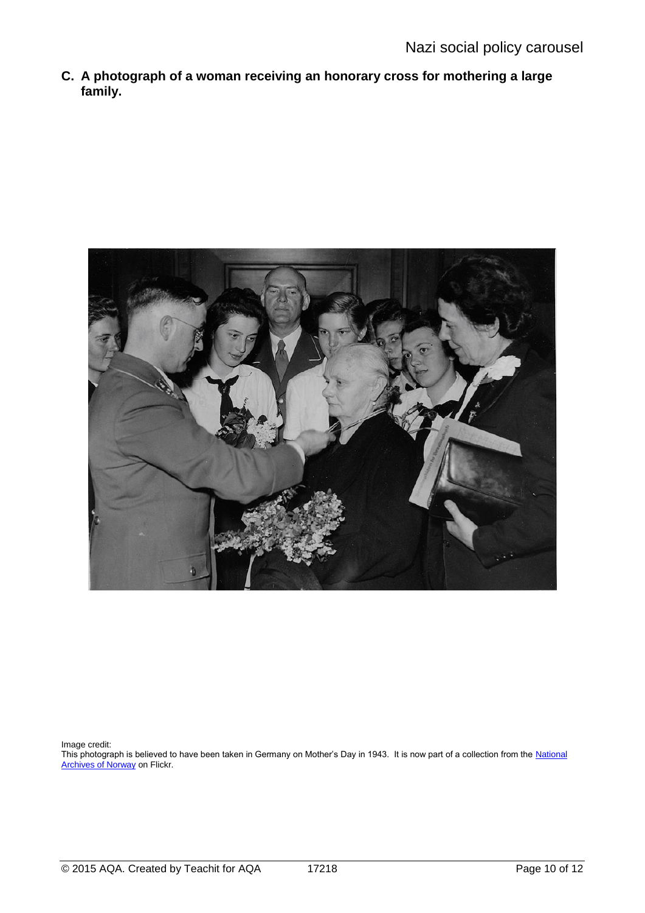**C. A photograph of a woman receiving an honorary cross for mothering a large family.**

Image credit:
This photograph is believed to have been taken in Germany on Mother's Day in 1943. It is now part of a collection from the National Archives of Norway on Flickr.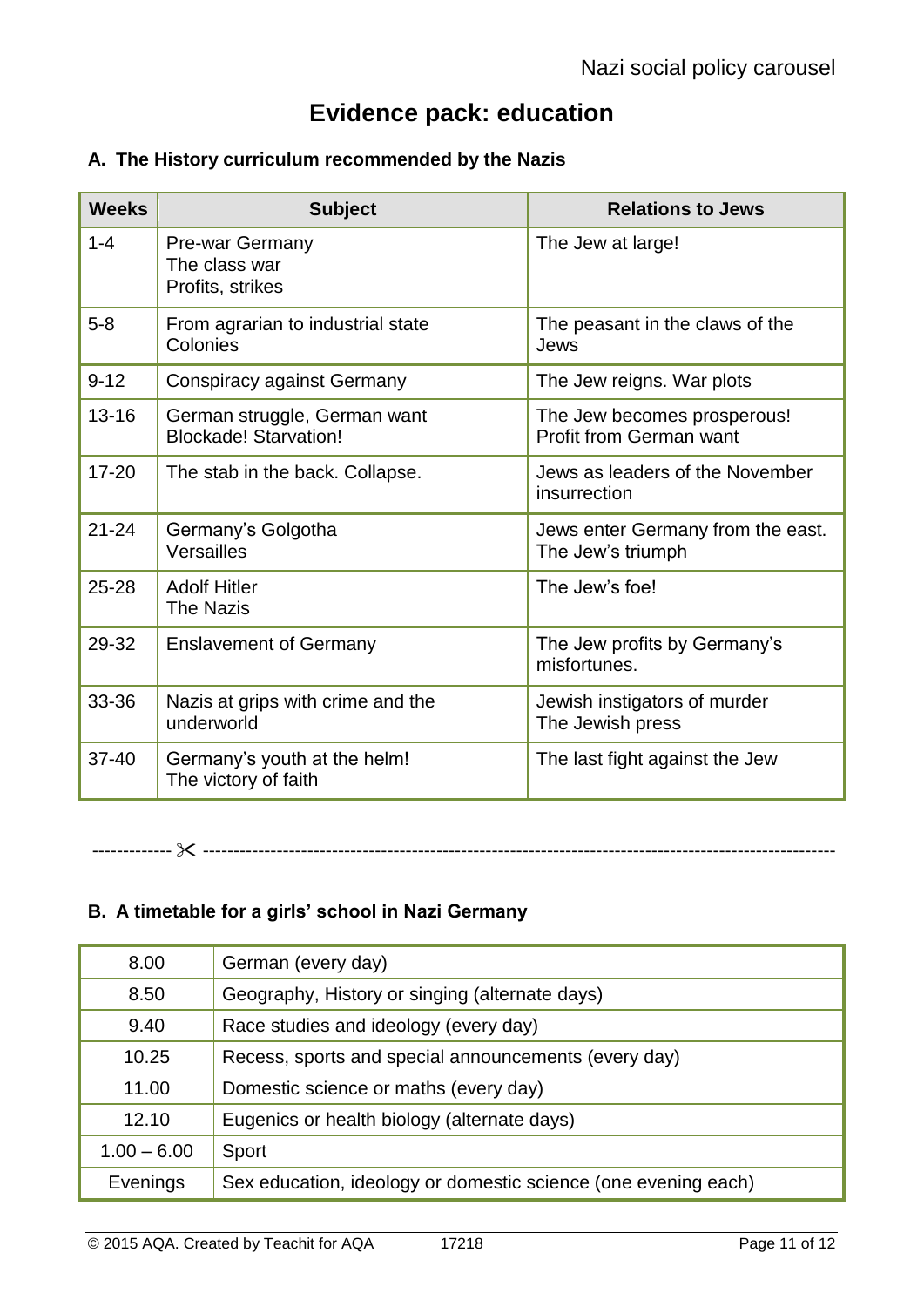# Evidence pack: education

## A. The History curriculum recommended by the Nazis

| Weeks | Subject | Relations to Jews |
|---|---|---|
| 1-4 | Pre-war Germany<br>The class war<br>Profits, strikes | The Jew at large! |
| 5-8 | From agrarian to industrial state<br>Colonies | The peasant in the claws of the Jews |
| 9-12 | Conspiracy against Germany | The Jew reigns. War plots |
| 13-16 | German struggle, German want<br>Blockade! Starvation! | The Jew becomes prosperous!<br>Profit from German want |
| 17-20 | The stab in the back. Collapse. | Jews as leaders of the November insurrection |
| 21-24 | Germany's Golgotha<br>Versailles | Jews enter Germany from the east.<br>The Jew's triumph |
| 25-28 | Adolf Hitler<br>The Nazis | The Jew's foe! |
| 29-32 | Enslavement of Germany | The Jew profits by Germany's misfortunes. |
| 33-36 | Nazis at grips with crime and the underworld | Jewish instigators of murder<br>The Jewish press |
| 37-40 | Germany's youth at the helm!<br>The victory of faith | The last fight against the Jew |

------------- ✂ -------------

## B. A timetable for a girls' school in Nazi Germany

| | |
|---|---|
| 8.00 | German (every day) |
| 8.50 | Geography, History or singing (alternate days) |
| 9.40 | Race studies and ideology (every day) |
| 10.25 | Recess, sports and special announcements (every day) |
| 11.00 | Domestic science or maths (every day) |
| 12.10 | Eugenics or health biology (alternate days) |
| 1.00 – 6.00 | Sport |
| Evenings | Sex education, ideology or domestic science (one evening each) |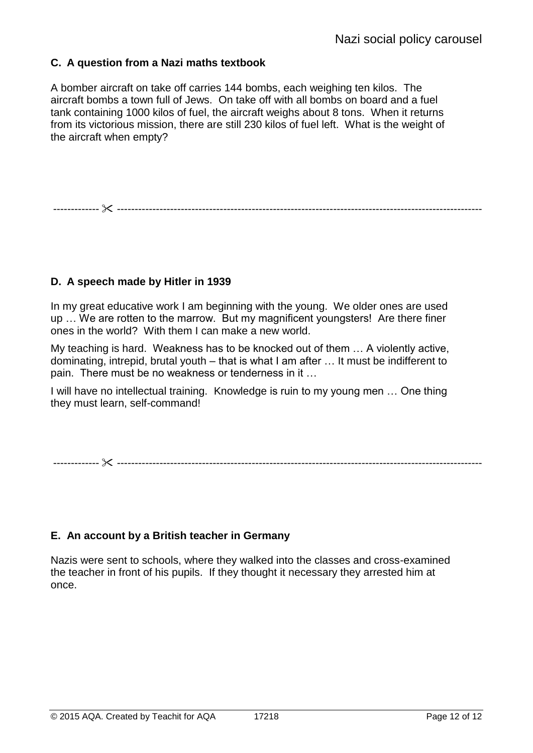### C. A question from a Nazi maths textbook

A bomber aircraft on take off carries 144 bombs, each weighing ten kilos. The aircraft bombs a town full of Jews. On take off with all bombs on board and a fuel tank containing 1000 kilos of fuel, the aircraft weighs about 8 tons. When it returns from its victorious mission, there are still 230 kilos of fuel left. What is the weight of the aircraft when empty?

------------- ✂ -------------------------------------------------------------------------------------------------------

### D. A speech made by Hitler in 1939

In my great educative work I am beginning with the young. We older ones are used up … We are rotten to the marrow. But my magnificent youngsters! Are there finer ones in the world? With them I can make a new world.

My teaching is hard. Weakness has to be knocked out of them … A violently active, dominating, intrepid, brutal youth – that is what I am after … It must be indifferent to pain. There must be no weakness or tenderness in it …

I will have no intellectual training. Knowledge is ruin to my young men … One thing they must learn, self-command!

------------- ✂ -------------------------------------------------------------------------------------------------------

### E. An account by a British teacher in Germany

Nazis were sent to schools, where they walked into the classes and cross-examined the teacher in front of his pupils. If they thought it necessary they arrested him at once.